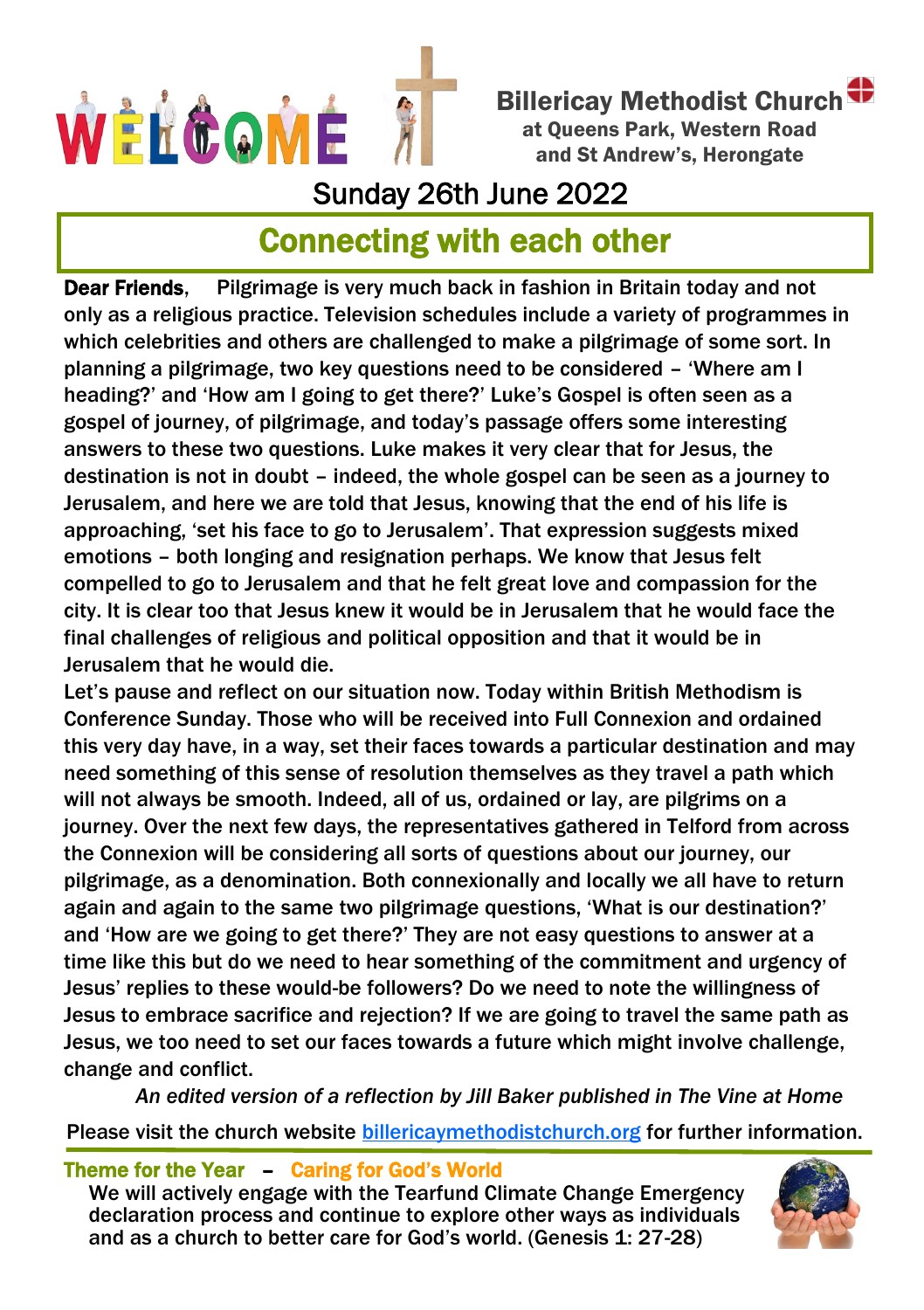WELCOME

**Billericay Methodist Church**
**at Queens Park, Western Road and St Andrew's, Herongate**

# Sunday 26th June 2022

## Connecting with each other

**Dear Friends**, Pilgrimage is very much back in fashion in Britain today and not only as a religious practice. Television schedules include a variety of programmes in which celebrities and others are challenged to make a pilgrimage of some sort. In planning a pilgrimage, two key questions need to be considered – 'Where am I heading?' and 'How am I going to get there?' Luke's Gospel is often seen as a gospel of journey, of pilgrimage, and today's passage offers some interesting answers to these two questions. Luke makes it very clear that for Jesus, the destination is not in doubt – indeed, the whole gospel can be seen as a journey to Jerusalem, and here we are told that Jesus, knowing that the end of his life is approaching, 'set his face to go to Jerusalem'. That expression suggests mixed emotions – both longing and resignation perhaps. We know that Jesus felt compelled to go to Jerusalem and that he felt great love and compassion for the city. It is clear too that Jesus knew it would be in Jerusalem that he would face the final challenges of religious and political opposition and that it would be in Jerusalem that he would die.

Let's pause and reflect on our situation now. Today within British Methodism is Conference Sunday. Those who will be received into Full Connexion and ordained this very day have, in a way, set their faces towards a particular destination and may need something of this sense of resolution themselves as they travel a path which will not always be smooth. Indeed, all of us, ordained or lay, are pilgrims on a journey. Over the next few days, the representatives gathered in Telford from across the Connexion will be considering all sorts of questions about our journey, our pilgrimage, as a denomination. Both connexionally and locally we all have to return again and again to the same two pilgrimage questions, 'What is our destination?' and 'How are we going to get there?' They are not easy questions to answer at a time like this but do we need to hear something of the commitment and urgency of Jesus' replies to these would-be followers? Do we need to note the willingness of Jesus to embrace sacrifice and rejection? If we are going to travel the same path as Jesus, we too need to set our faces towards a future which might involve challenge, change and conflict.

*An edited version of a reflection by Jill Baker published in The Vine at Home*

Please visit the church website [billericaymethodistchurch.org](billericaymethodistchurch.org) for further information.

**Theme for the Year – Caring for God's World**

We will actively engage with the Tearfund Climate Change Emergency declaration process and continue to explore other ways as individuals and as a church to better care for God's world. (Genesis 1: 27-28)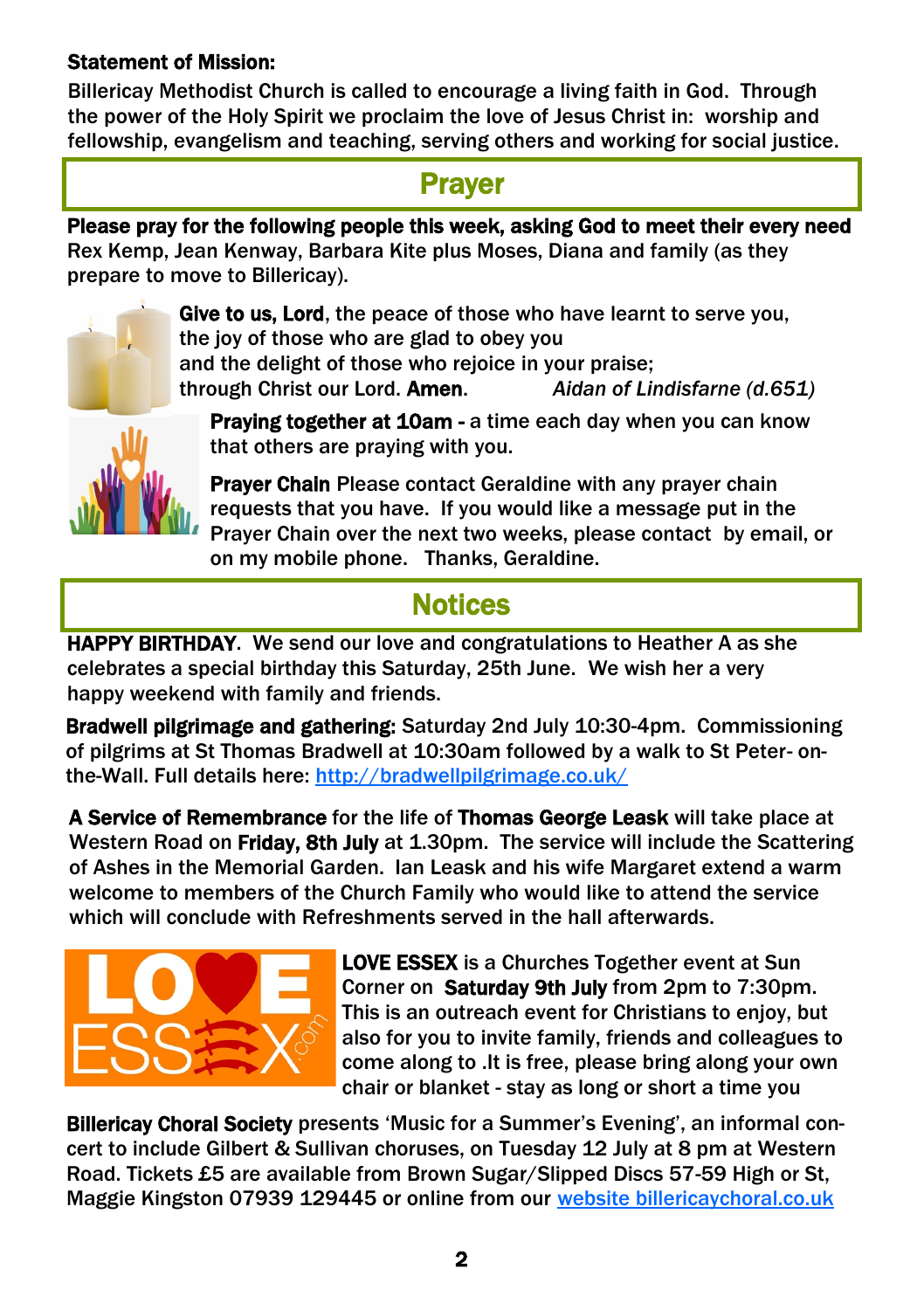**Statement of Mission:**

Billericay Methodist Church is called to encourage a living faith in God. Through the power of the Holy Spirit we proclaim the love of Jesus Christ in: worship and fellowship, evangelism and teaching, serving others and working for social justice.

## Prayer

**Please pray for the following people this week, asking God to meet their every need**
Rex Kemp, Jean Kenway, Barbara Kite plus Moses, Diana and family (as they prepare to move to Billericay).

**Give to us, Lord**, the peace of those who have learnt to serve you,
the joy of those who are glad to obey you
and the delight of those who rejoice in your praise;
through Christ our Lord. **Amen.** *Aidan of Lindisfarne (d.651)*

**Praying together at 10am -** a time each day when you can know that others are praying with you.

**Prayer Chain** Please contact Geraldine with any prayer chain requests that you have. If you would like a message put in the Prayer Chain over the next two weeks, please contact by email, or on my mobile phone. Thanks, Geraldine.

## Notices

**HAPPY BIRTHDAY**. We send our love and congratulations to Heather A as she celebrates a special birthday this Saturday, 25th June. We wish her a very happy weekend with family and friends.

**Bradwell pilgrimage and gathering:** Saturday 2nd July 10:30-4pm. Commissioning of pilgrims at St Thomas Bradwell at 10:30am followed by a walk to St Peter- on-the-Wall. Full details here: http://bradwellpilgrimage.co.uk/

**A Service of Remembrance** for the life of **Thomas George Leask** will take place at Western Road on **Friday, 8th July** at 1.30pm. The service will include the Scattering of Ashes in the Memorial Garden. Ian Leask and his wife Margaret extend a warm welcome to members of the Church Family who would like to attend the service which will conclude with Refreshments served in the hall afterwards.

**LOVE ESSEX** is a Churches Together event at Sun Corner on **Saturday 9th July** from 2pm to 7:30pm. This is an outreach event for Christians to enjoy, but also for you to invite family, friends and colleagues to come along to .It is free, please bring along your own chair or blanket - stay as long or short a time you

**Billericay Choral Society** presents 'Music for a Summer's Evening', an informal concert to include Gilbert & Sullivan choruses, on Tuesday 12 July at 8 pm at Western Road. Tickets £5 are available from Brown Sugar/Slipped Discs 57-59 High or St, Maggie Kingston 07939 129445 or online from our website billericaychoral.co.uk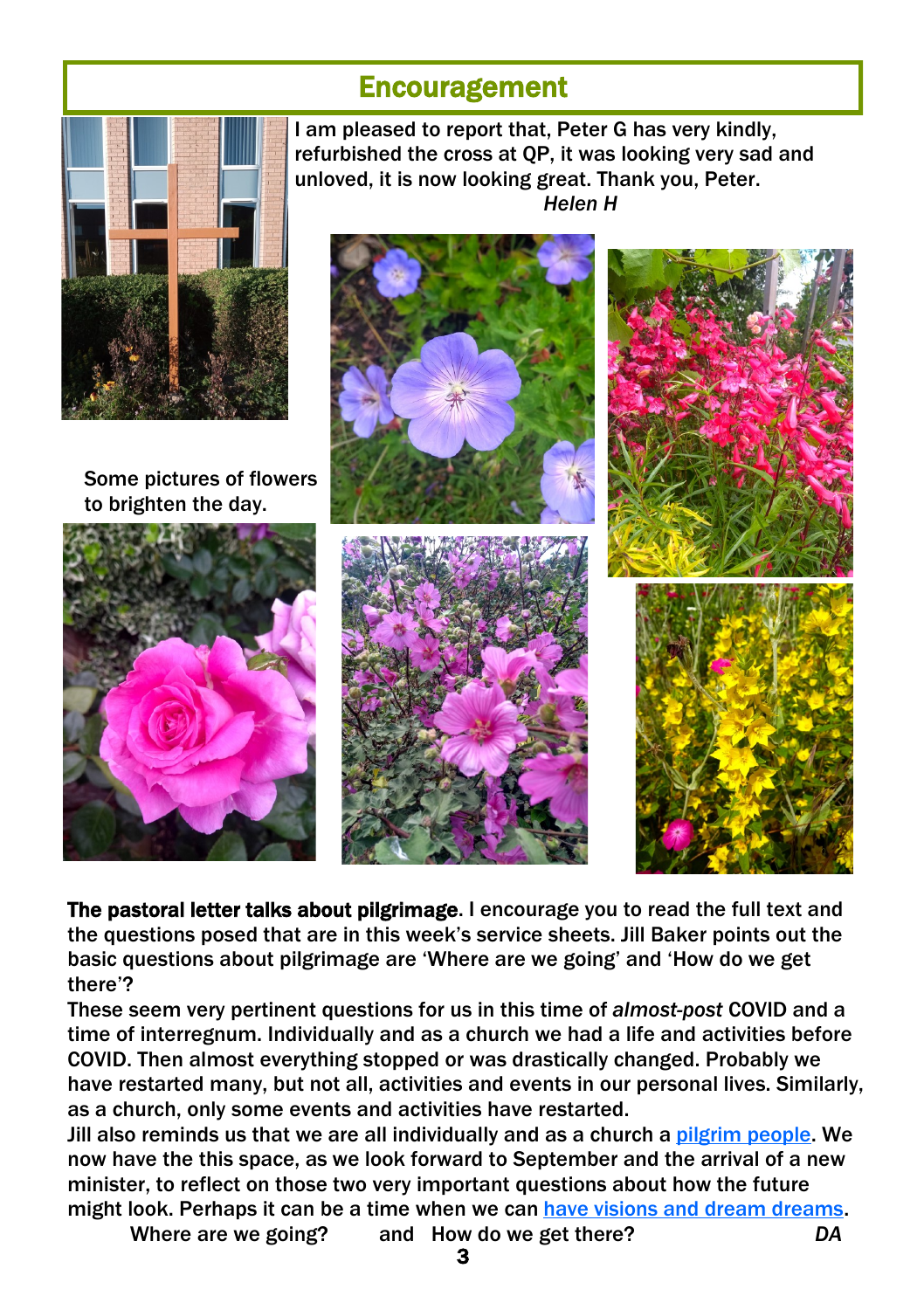## Encouragement

I am pleased to report that, Peter G has very kindly, refurbished the cross at QP, it was looking very sad and unloved, it is now looking great. Thank you, Peter.

*Helen H*

Some pictures of flowers to brighten the day.

**The pastoral letter talks about pilgrimage**. I encourage you to read the full text and the questions posed that are in this week's service sheets. Jill Baker points out the basic questions about pilgrimage are 'Where are we going' and 'How do we get there'?

These seem very pertinent questions for us in this time of *almost-post* COVID and a time of interregnum. Individually and as a church we had a life and activities before COVID. Then almost everything stopped or was drastically changed. Probably we have restarted many, but not all, activities and events in our personal lives. Similarly, as a church, only some events and activities have restarted.

Jill also reminds us that we are all individually and as a church a pilgrim people. We now have the this space, as we look forward to September and the arrival of a new minister, to reflect on those two very important questions about how the future might look. Perhaps it can be a time when we can have visions and dream dreams.

Where are we going? and How do we get there? *DA*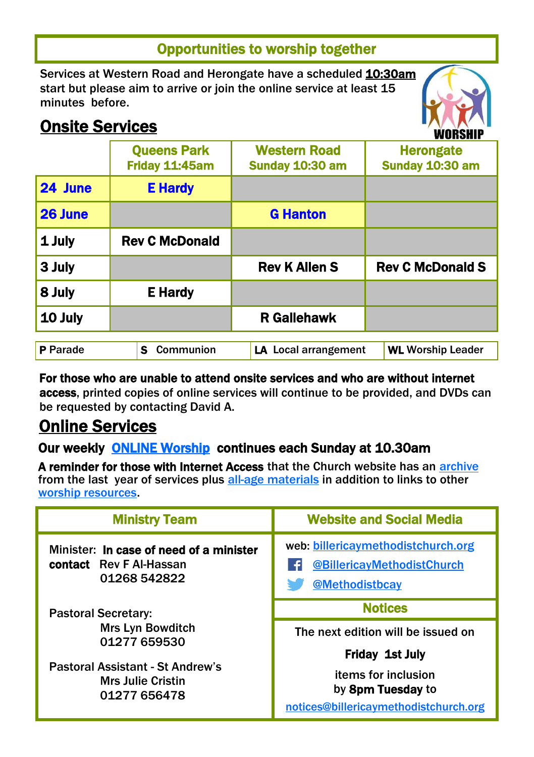## Opportunities to worship together

Services at Western Road and Herongate have a scheduled **10:30am** start but please aim to arrive or join the online service at least 15 minutes before.

## Onsite Services

| | Queens Park Friday 11:45am | Western Road Sunday 10:30 am | Herongate Sunday 10:30 am |
|---|---|---|---|
| **24 June** | **E Hardy** | | |
| **26 June** | | **G Hanton** | |
| **1 July** | **Rev C McDonald** | | |
| **3 July** | | **Rev K Allen S** | **Rev C McDonald S** |
| **8 July** | **E Hardy** | | |
| **10 July** | | **R Gallehawk** | |

| | | | |
|---|---|---|---|
| **P** Parade | **S** Communion | **LA** Local arrangement | **WL** Worship Leader |

**For those who are unable to attend onsite services and who are without internet access**, printed copies of online services will continue to be provided, and DVDs can be requested by contacting David A.

## Online Services

### Our weekly ONLINE Worship continues each Sunday at 10.30am

**A reminder for those with Internet Access** that the Church website has an archive from the last year of services plus all-age materials in addition to links to other worship resources.

### Ministry Team

Minister: **In case of need of a minister contact** Rev F Al-Hassan 01268 542822

Pastoral Secretary: Mrs Lyn Bowditch 01277 659530

Pastoral Assistant - St Andrew's Mrs Julie Cristin 01277 656478

### Website and Social Media

web: billericaymethodistchurch.org

@BillericayMethodistChurch

@Methodistbcay

### Notices

The next edition will be issued on

**Friday 1st July**

items for inclusion by **8pm Tuesday** to

notices@billericaymethodistchurch.org